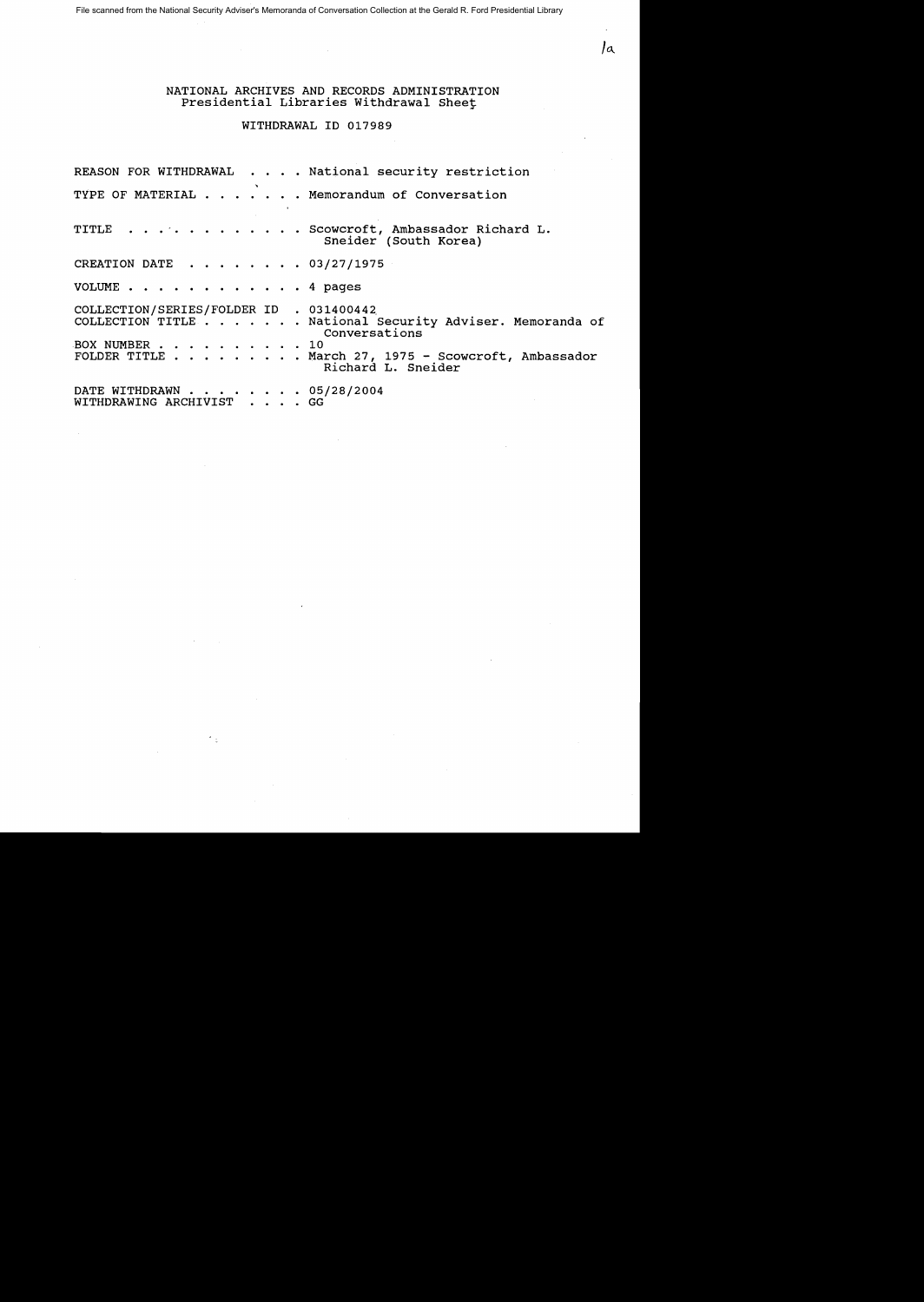File scanned from the National Security Adviser's Memoranda of Conversation Collection at the Gerald R. Ford Presidential Library

1a

NATIONAL ARCHIVES AND RECORDS ADMINISTRATION
Presidential Libraries Withdrawal Sheet

WITHDRAWAL ID 017989

| | |
|---|---|
| REASON FOR WITHDRAWAL . . . . | National security restriction |
| TYPE OF MATERIAL . . . . . . . | Memorandum of Conversation |
| TITLE . . . . . . . . . . . . | Scowcroft, Ambassador Richard L. Sneider (South Korea) |
| CREATION DATE . . . . . . . . | 03/27/1975 |
| VOLUME . . . . . . . . . . . . | 4 pages |
| COLLECTION/SERIES/FOLDER ID . | 031400442 |
| COLLECTION TITLE . . . . . . . | National Security Adviser. Memoranda of Conversations |
| BOX NUMBER . . . . . . . . . . | 10 |
| FOLDER TITLE . . . . . . . . . | March 27, 1975 - Scowcroft, Ambassador Richard L. Sneider |
| DATE WITHDRAWN . . . . . . . . | 05/28/2004 |
| WITHDRAWING ARCHIVIST . . . . | GG |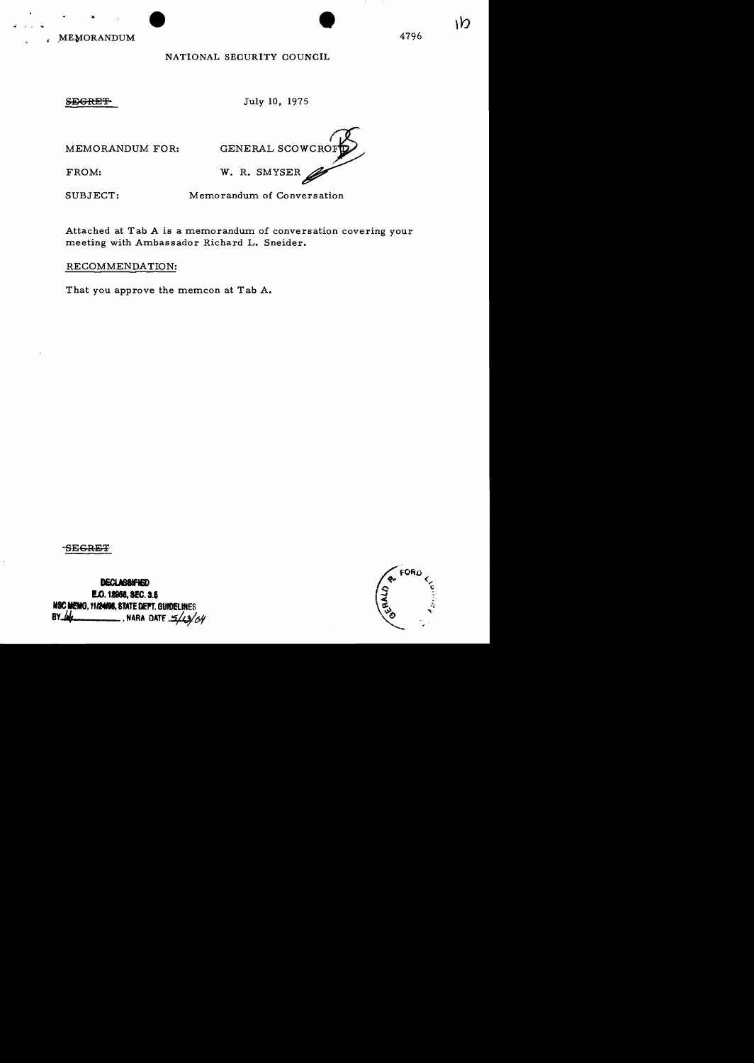MEMORANDUM 4796

NATIONAL SECURITY COUNCIL

~~SECRET~~ July 10, 1975

MEMORANDUM FOR: GENERAL SCOWCROFT

FROM: W. R. SMYSER

SUBJECT: Memorandum of Conversation

Attached at Tab A is a memorandum of conversation covering your meeting with Ambassador Richard L. Sneider.

RECOMMENDATION:

That you approve the memcon at Tab A.

~~SECRET~~

DECLASSIFIED
E.O. 12958, SEC. 3.5
NSC MEMO, 11/24/98, STATE DEPT. GUIDELINES
BY ___ , NARA DATE 5/13/04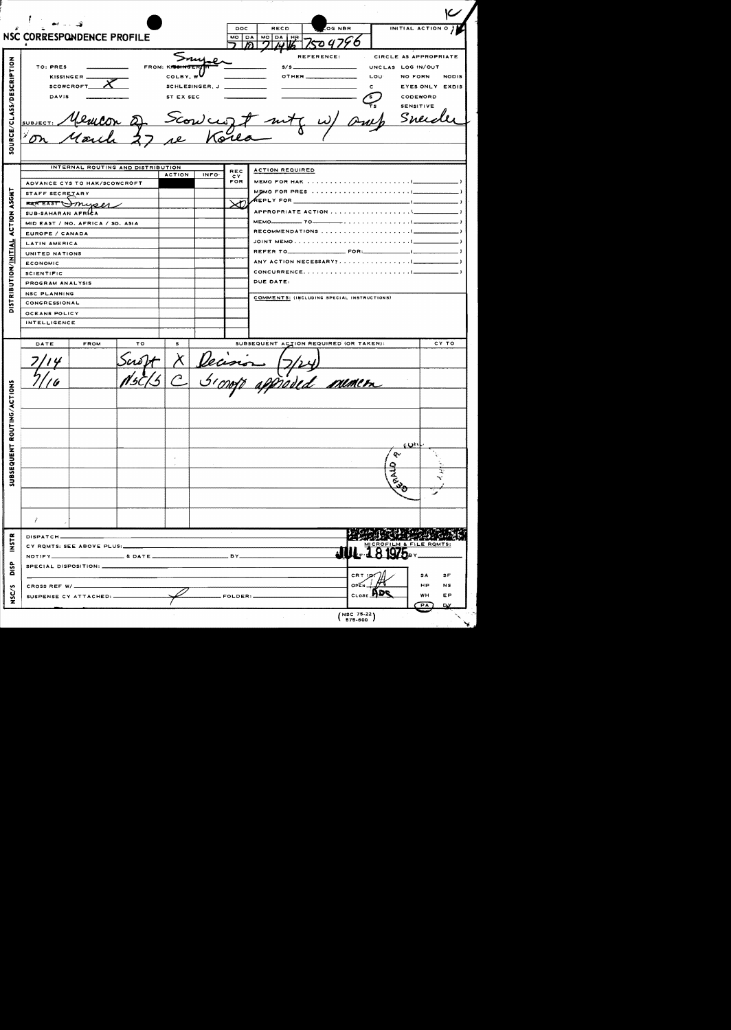K

# NSC CORRESPONDENCE PROFILE

| DOC MO | DOC DA | RECD MO | RECD DA | RECD HR | LOG NBR | INITIAL ACTION O |
|---|---|---|---|---|---|---|
| 7 | 10 | 7 | 14 | 16 | 7504796 | |

**SOURCE/CLASS/DESCRIPTION**

TO: PRES ____ KISSINGER ____ SCOWCROFT X DAVIS ____

FROM: ~~KISSINGER~~ Smyser  COLBY, W ____ SCHLESINGER, J ____ ST EX SEC ____

S/S ____ OTHER ____

REFERENCE: ____

CIRCLE AS APPROPRIATE: UNCLAS LOG IN/OUT, LOU, NO FORN, NODIS, C, EYES ONLY, EXDIS, (S), CODEWORD, TS, SENSITIVE

SUBJECT: Memcon of Scowcroft mtg w/ amb Sneider on March 27 re Korea

**DISTRIBUTION/INITIAL ACTION ASGMT**

| INTERNAL ROUTING AND DISTRIBUTION | ACTION | INFO | REC CY FOR |
|---|---|---|---|
| ADVANCE CYS TO HAK/SCOWCROFT | | | |
| STAFF SECRETARY | | | |
| ~~FAR EAST~~ Smyser | | | X |
| SUB-SAHARAN AFRICA | | | |
| MID EAST / NO. AFRICA / SO. ASIA | | | |
| EUROPE / CANADA | | | |
| LATIN AMERICA | | | |
| UNITED NATIONS | | | |
| ECONOMIC | | | |
| SCIENTIFIC | | | |
| PROGRAM ANALYSIS | | | |
| NSC PLANNING | | | |
| CONGRESSIONAL | | | |
| OCEANS POLICY | | | |
| INTELLIGENCE | | | |

ACTION REQUIRED

- MEMO FOR HAK
- MEMO FOR PRES
- REPLY FOR
- APPROPRIATE ACTION
- MEMO ____ TO ____
- RECOMMENDATIONS
- JOINT MEMO
- REFER TO ____ FOR: ____
- ANY ACTION NECESSARY?
- CONCURRENCE
- DUE DATE:

COMMENTS: (INCLUDING SPECIAL INSTRUCTIONS)

**SUBSEQUENT ROUTING/ACTIONS**

| DATE | FROM | TO | S | SUBSEQUENT ACTION REQUIRED (OR TAKEN): | CY TO |
|---|---|---|---|---|---|
| 7/14 | | Scroft | X | Decision (7/24) | |
| 7/16 | | NSC/S | C | Scroft approved memcon | |

**INSTR / DISP / NSC/S**

DISPATCH ____

CY RQMTS: SEE ABOVE PLUS: ____

NOTIFY ____ & DATE ____ BY ____

SPECIAL DISPOSITION: ____

CROSS REF W/ ____

SUSPENSE CY ATTACHED: ✓ FOLDER: ____

MICROFILM & FILE RQMTS: JUL 18 1975 BY ____

CRT ID ____ OPEN ____ CLOSE ADS

SA SF HP NS WH EP (PA) DY

(NSC 75-22 / 575-600)